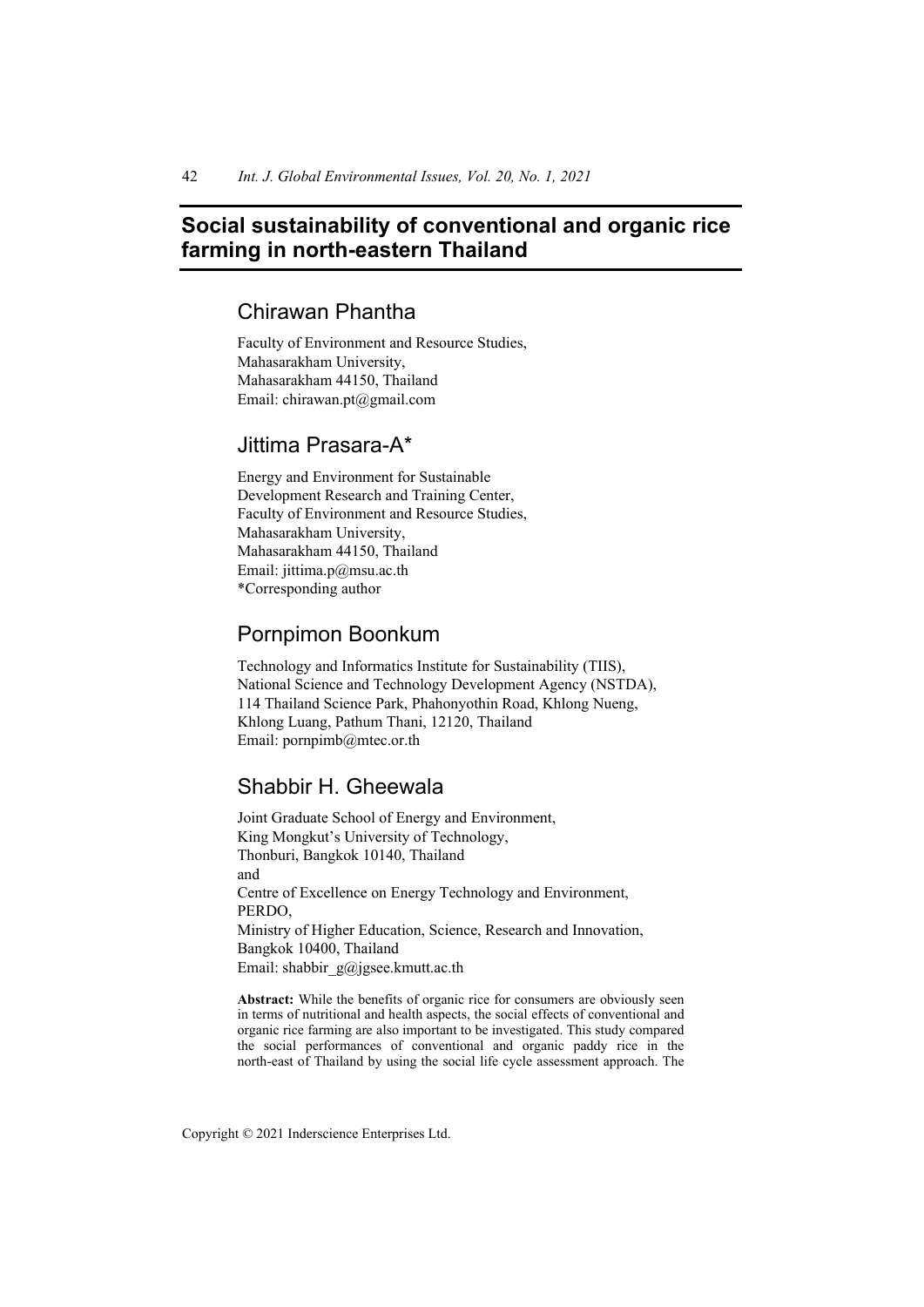# Social sustainability of conventional and organic rice farming in north-eastern Thailand

## Chirawan Phantha

Faculty of Environment and Resource Studies,
Mahasarakham University,
Mahasarakham 44150, Thailand
Email: chirawan.pt@gmail.com

## Jittima Prasara-A*

Energy and Environment for Sustainable
Development Research and Training Center,
Faculty of Environment and Resource Studies,
Mahasarakham University,
Mahasarakham 44150, Thailand
Email: jittima.p@msu.ac.th
*Corresponding author

## Pornpimon Boonkum

Technology and Informatics Institute for Sustainability (TIIS),
National Science and Technology Development Agency (NSTDA),
114 Thailand Science Park, Phahonyothin Road, Khlong Nueng,
Khlong Luang, Pathum Thani, 12120, Thailand
Email: pornpimb@mtec.or.th

## Shabbir H. Gheewala

Joint Graduate School of Energy and Environment,
King Mongkut's University of Technology,
Thonburi, Bangkok 10140, Thailand
and
Centre of Excellence on Energy Technology and Environment,
PERDO,
Ministry of Higher Education, Science, Research and Innovation,
Bangkok 10400, Thailand
Email: shabbir_g@jgsee.kmutt.ac.th

**Abstract:** While the benefits of organic rice for consumers are obviously seen in terms of nutritional and health aspects, the social effects of conventional and organic rice farming are also important to be investigated. This study compared the social performances of conventional and organic paddy rice in the north-east of Thailand by using the social life cycle assessment approach. The

Copyright © 2021 Inderscience Enterprises Ltd.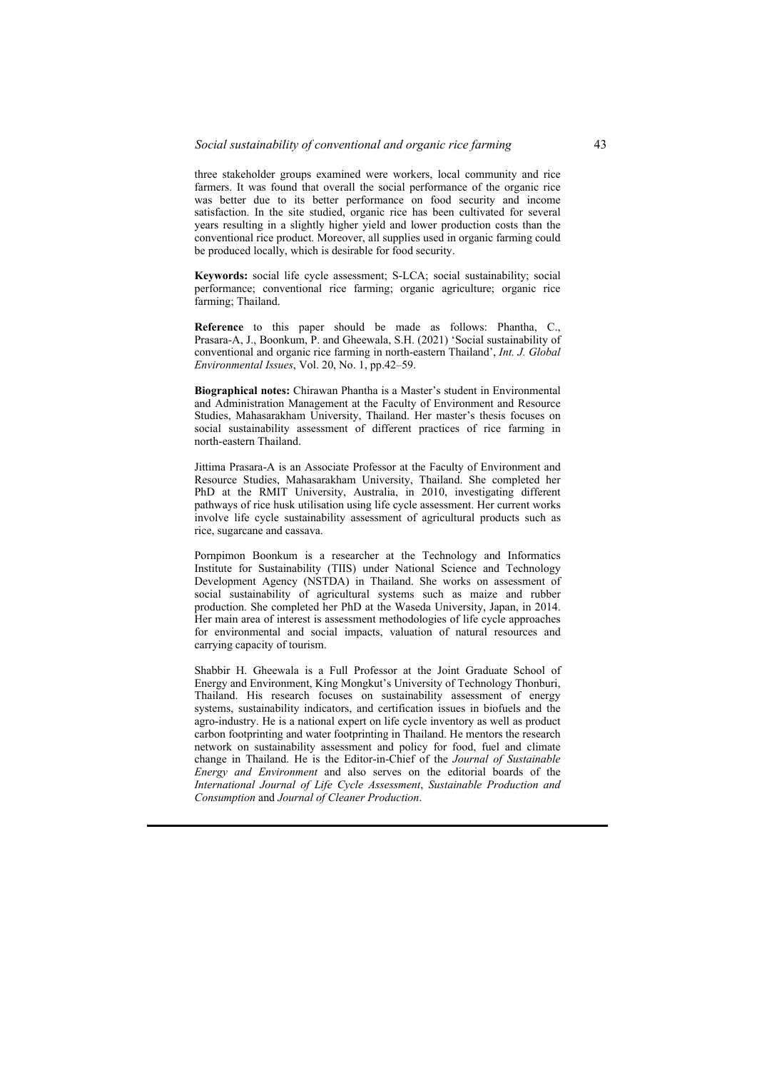three stakeholder groups examined were workers, local community and rice farmers. It was found that overall the social performance of the organic rice was better due to its better performance on food security and income satisfaction. In the site studied, organic rice has been cultivated for several years resulting in a slightly higher yield and lower production costs than the conventional rice product. Moreover, all supplies used in organic farming could be produced locally, which is desirable for food security.

**Keywords:** social life cycle assessment; S-LCA; social sustainability; social performance; conventional rice farming; organic agriculture; organic rice farming; Thailand.

**Reference** to this paper should be made as follows: Phantha, C., Prasara-A, J., Boonkum, P. and Gheewala, S.H. (2021) 'Social sustainability of conventional and organic rice farming in north-eastern Thailand', *Int. J. Global Environmental Issues*, Vol. 20, No. 1, pp.42–59.

**Biographical notes:** Chirawan Phantha is a Master's student in Environmental and Administration Management at the Faculty of Environment and Resource Studies, Mahasarakham University, Thailand. Her master's thesis focuses on social sustainability assessment of different practices of rice farming in north-eastern Thailand.

Jittima Prasara-A is an Associate Professor at the Faculty of Environment and Resource Studies, Mahasarakham University, Thailand. She completed her PhD at the RMIT University, Australia, in 2010, investigating different pathways of rice husk utilisation using life cycle assessment. Her current works involve life cycle sustainability assessment of agricultural products such as rice, sugarcane and cassava.

Pornpimon Boonkum is a researcher at the Technology and Informatics Institute for Sustainability (TIIS) under National Science and Technology Development Agency (NSTDA) in Thailand. She works on assessment of social sustainability of agricultural systems such as maize and rubber production. She completed her PhD at the Waseda University, Japan, in 2014. Her main area of interest is assessment methodologies of life cycle approaches for environmental and social impacts, valuation of natural resources and carrying capacity of tourism.

Shabbir H. Gheewala is a Full Professor at the Joint Graduate School of Energy and Environment, King Mongkut's University of Technology Thonburi, Thailand. His research focuses on sustainability assessment of energy systems, sustainability indicators, and certification issues in biofuels and the agro-industry. He is a national expert on life cycle inventory as well as product carbon footprinting and water footprinting in Thailand. He mentors the research network on sustainability assessment and policy for food, fuel and climate change in Thailand. He is the Editor-in-Chief of the *Journal of Sustainable Energy and Environment* and also serves on the editorial boards of the *International Journal of Life Cycle Assessment*, *Sustainable Production and Consumption* and *Journal of Cleaner Production*.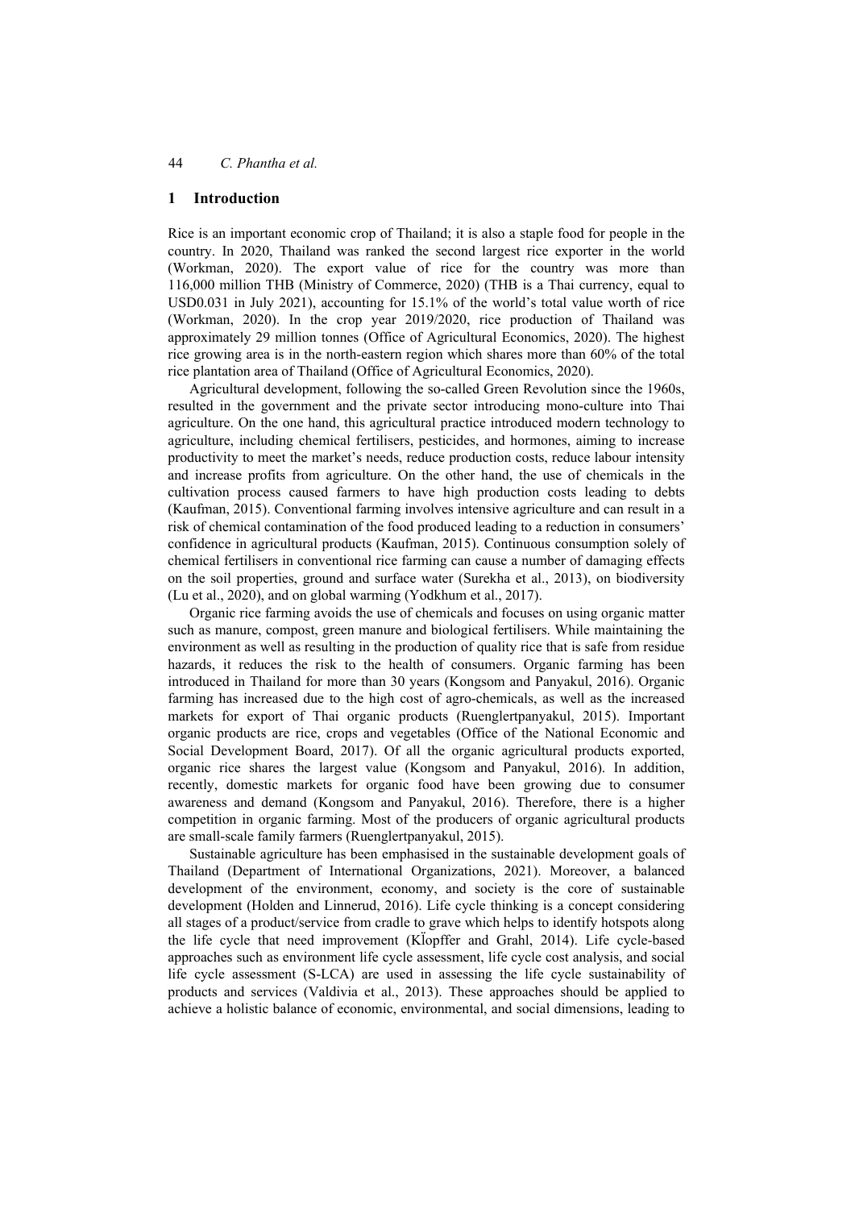## 1 Introduction

Rice is an important economic crop of Thailand; it is also a staple food for people in the country. In 2020, Thailand was ranked the second largest rice exporter in the world (Workman, 2020). The export value of rice for the country was more than 116,000 million THB (Ministry of Commerce, 2020) (THB is a Thai currency, equal to USD0.031 in July 2021), accounting for 15.1% of the world's total value worth of rice (Workman, 2020). In the crop year 2019/2020, rice production of Thailand was approximately 29 million tonnes (Office of Agricultural Economics, 2020). The highest rice growing area is in the north-eastern region which shares more than 60% of the total rice plantation area of Thailand (Office of Agricultural Economics, 2020).

Agricultural development, following the so-called Green Revolution since the 1960s, resulted in the government and the private sector introducing mono-culture into Thai agriculture. On the one hand, this agricultural practice introduced modern technology to agriculture, including chemical fertilisers, pesticides, and hormones, aiming to increase productivity to meet the market's needs, reduce production costs, reduce labour intensity and increase profits from agriculture. On the other hand, the use of chemicals in the cultivation process caused farmers to have high production costs leading to debts (Kaufman, 2015). Conventional farming involves intensive agriculture and can result in a risk of chemical contamination of the food produced leading to a reduction in consumers' confidence in agricultural products (Kaufman, 2015). Continuous consumption solely of chemical fertilisers in conventional rice farming can cause a number of damaging effects on the soil properties, ground and surface water (Surekha et al., 2013), on biodiversity (Lu et al., 2020), and on global warming (Yodkhum et al., 2017).

Organic rice farming avoids the use of chemicals and focuses on using organic matter such as manure, compost, green manure and biological fertilisers. While maintaining the environment as well as resulting in the production of quality rice that is safe from residue hazards, it reduces the risk to the health of consumers. Organic farming has been introduced in Thailand for more than 30 years (Kongsom and Panyakul, 2016). Organic farming has increased due to the high cost of agro-chemicals, as well as the increased markets for export of Thai organic products (Ruenglertpanyakul, 2015). Important organic products are rice, crops and vegetables (Office of the National Economic and Social Development Board, 2017). Of all the organic agricultural products exported, organic rice shares the largest value (Kongsom and Panyakul, 2016). In addition, recently, domestic markets for organic food have been growing due to consumer awareness and demand (Kongsom and Panyakul, 2016). Therefore, there is a higher competition in organic farming. Most of the producers of organic agricultural products are small-scale family farmers (Ruenglertpanyakul, 2015).

Sustainable agriculture has been emphasised in the sustainable development goals of Thailand (Department of International Organizations, 2021). Moreover, a balanced development of the environment, economy, and society is the core of sustainable development (Holden and Linnerud, 2016). Life cycle thinking is a concept considering all stages of a product/service from cradle to grave which helps to identify hotspots along the life cycle that need improvement (KÏopffer and Grahl, 2014). Life cycle-based approaches such as environment life cycle assessment, life cycle cost analysis, and social life cycle assessment (S-LCA) are used in assessing the life cycle sustainability of products and services (Valdivia et al., 2013). These approaches should be applied to achieve a holistic balance of economic, environmental, and social dimensions, leading to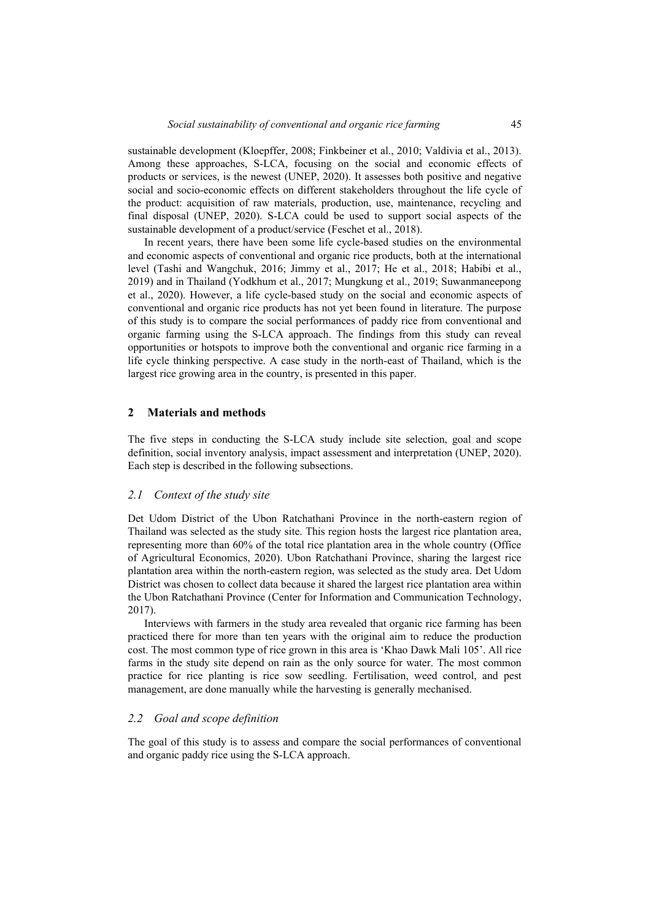sustainable development (Kloepffer, 2008; Finkbeiner et al., 2010; Valdivia et al., 2013). Among these approaches, S-LCA, focusing on the social and economic effects of products or services, is the newest (UNEP, 2020). It assesses both positive and negative social and socio-economic effects on different stakeholders throughout the life cycle of the product: acquisition of raw materials, production, use, maintenance, recycling and final disposal (UNEP, 2020). S-LCA could be used to support social aspects of the sustainable development of a product/service (Feschet et al., 2018).

In recent years, there have been some life cycle-based studies on the environmental and economic aspects of conventional and organic rice products, both at the international level (Tashi and Wangchuk, 2016; Jimmy et al., 2017; He et al., 2018; Habibi et al., 2019) and in Thailand (Yodkhum et al., 2017; Mungkung et al., 2019; Suwanmaneepong et al., 2020). However, a life cycle-based study on the social and economic aspects of conventional and organic rice products has not yet been found in literature. The purpose of this study is to compare the social performances of paddy rice from conventional and organic farming using the S-LCA approach. The findings from this study can reveal opportunities or hotspots to improve both the conventional and organic rice farming in a life cycle thinking perspective. A case study in the north-east of Thailand, which is the largest rice growing area in the country, is presented in this paper.

## 2 Materials and methods

The five steps in conducting the S-LCA study include site selection, goal and scope definition, social inventory analysis, impact assessment and interpretation (UNEP, 2020). Each step is described in the following subsections.

### *2.1 Context of the study site*

Det Udom District of the Ubon Ratchathani Province in the north-eastern region of Thailand was selected as the study site. This region hosts the largest rice plantation area, representing more than 60% of the total rice plantation area in the whole country (Office of Agricultural Economics, 2020). Ubon Ratchathani Province, sharing the largest rice plantation area within the north-eastern region, was selected as the study area. Det Udom District was chosen to collect data because it shared the largest rice plantation area within the Ubon Ratchathani Province (Center for Information and Communication Technology, 2017).

Interviews with farmers in the study area revealed that organic rice farming has been practiced there for more than ten years with the original aim to reduce the production cost. The most common type of rice grown in this area is 'Khao Dawk Mali 105'. All rice farms in the study site depend on rain as the only source for water. The most common practice for rice planting is rice sow seedling. Fertilisation, weed control, and pest management, are done manually while the harvesting is generally mechanised.

### *2.2 Goal and scope definition*

The goal of this study is to assess and compare the social performances of conventional and organic paddy rice using the S-LCA approach.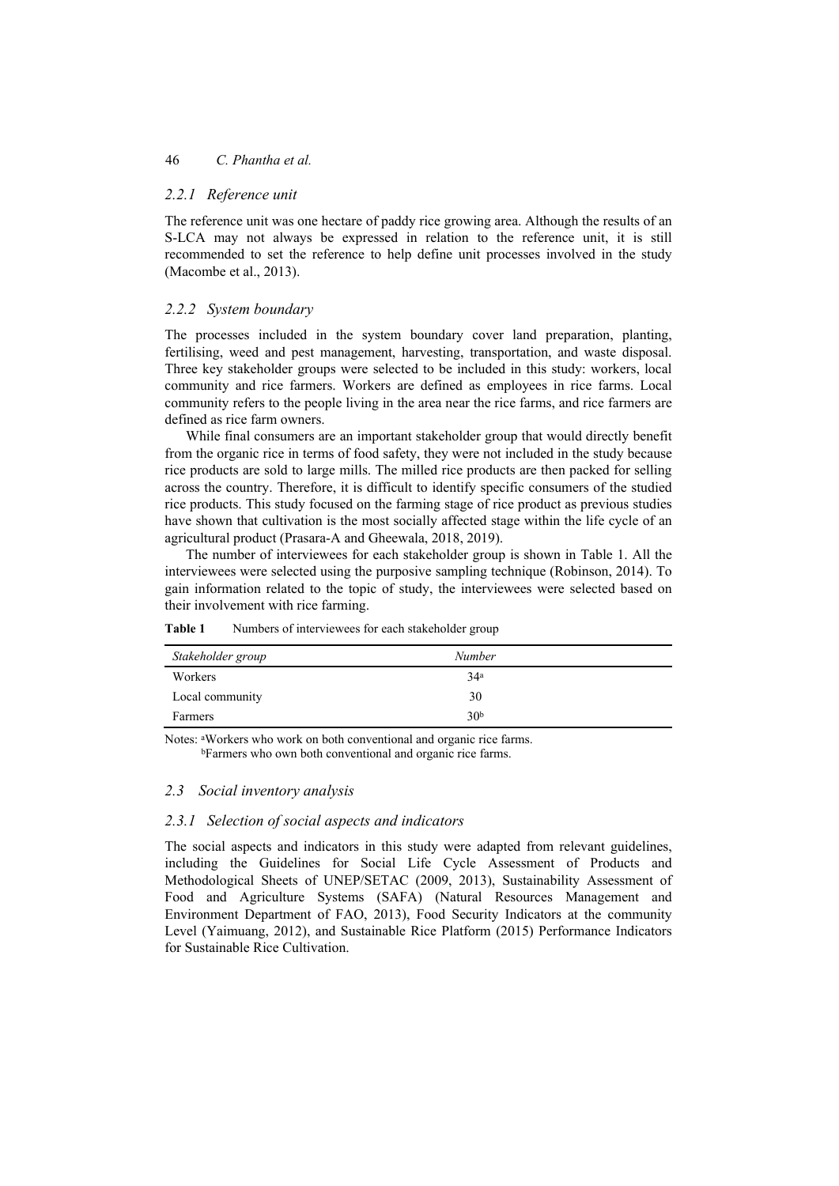### 2.2.1 Reference unit

The reference unit was one hectare of paddy rice growing area. Although the results of an S-LCA may not always be expressed in relation to the reference unit, it is still recommended to set the reference to help define unit processes involved in the study (Macombe et al., 2013).

### 2.2.2 System boundary

The processes included in the system boundary cover land preparation, planting, fertilising, weed and pest management, harvesting, transportation, and waste disposal. Three key stakeholder groups were selected to be included in this study: workers, local community and rice farmers. Workers are defined as employees in rice farms. Local community refers to the people living in the area near the rice farms, and rice farmers are defined as rice farm owners.

While final consumers are an important stakeholder group that would directly benefit from the organic rice in terms of food safety, they were not included in the study because rice products are sold to large mills. The milled rice products are then packed for selling across the country. Therefore, it is difficult to identify specific consumers of the studied rice products. This study focused on the farming stage of rice product as previous studies have shown that cultivation is the most socially affected stage within the life cycle of an agricultural product (Prasara-A and Gheewala, 2018, 2019).

The number of interviewees for each stakeholder group is shown in Table 1. All the interviewees were selected using the purposive sampling technique (Robinson, 2014). To gain information related to the topic of study, the interviewees were selected based on their involvement with rice farming.

**Table 1** Numbers of interviewees for each stakeholder group

| *Stakeholder group* | *Number* |
|---|---|
| Workers | 34[a] |
| Local community | 30 |
| Farmers | 30[b] |

Notes: [a]Workers who work on both conventional and organic rice farms.
[b]Farmers who own both conventional and organic rice farms.

## 2.3 Social inventory analysis

### 2.3.1 Selection of social aspects and indicators

The social aspects and indicators in this study were adapted from relevant guidelines, including the Guidelines for Social Life Cycle Assessment of Products and Methodological Sheets of UNEP/SETAC (2009, 2013), Sustainability Assessment of Food and Agriculture Systems (SAFA) (Natural Resources Management and Environment Department of FAO, 2013), Food Security Indicators at the community Level (Yaimuang, 2012), and Sustainable Rice Platform (2015) Performance Indicators for Sustainable Rice Cultivation.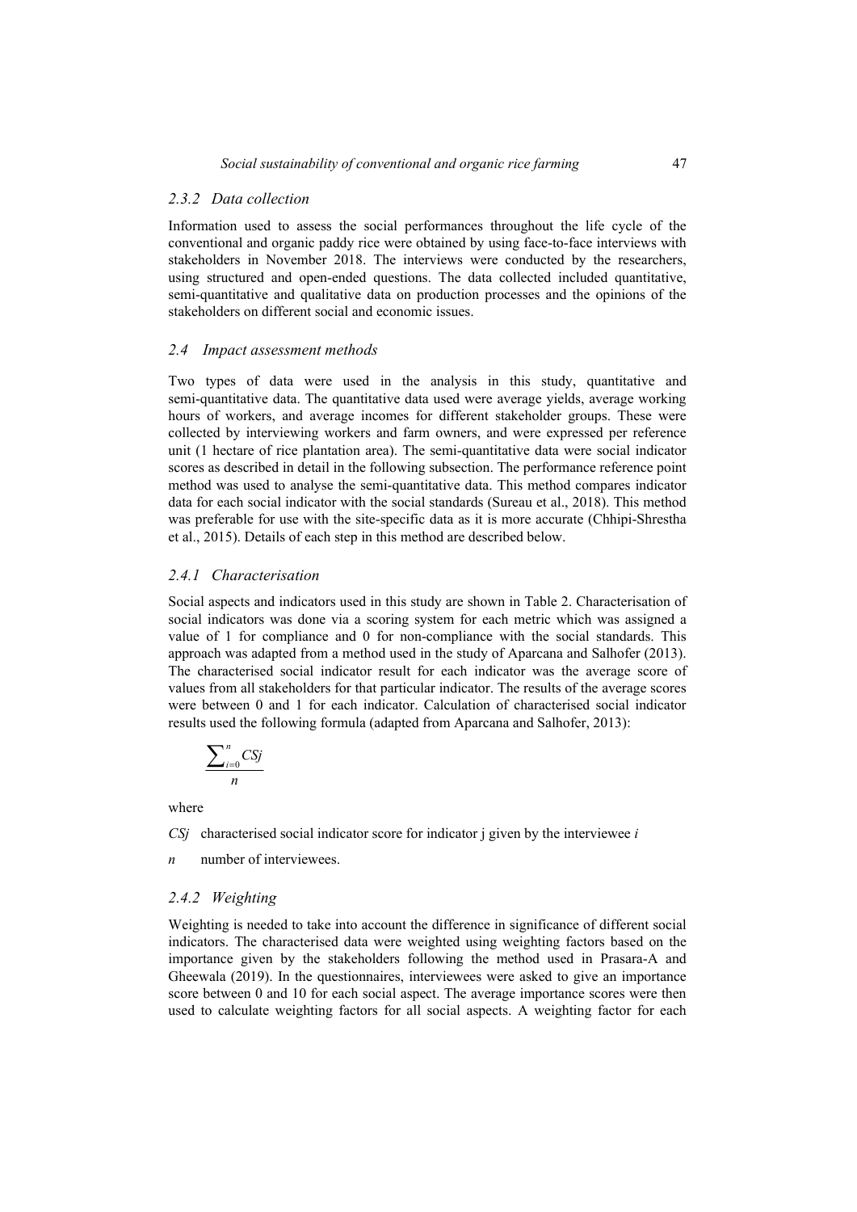### 2.3.2 Data collection

Information used to assess the social performances throughout the life cycle of the conventional and organic paddy rice were obtained by using face-to-face interviews with stakeholders in November 2018. The interviews were conducted by the researchers, using structured and open-ended questions. The data collected included quantitative, semi-quantitative and qualitative data on production processes and the opinions of the stakeholders on different social and economic issues.

## 2.4 Impact assessment methods

Two types of data were used in the analysis in this study, quantitative and semi-quantitative data. The quantitative data used were average yields, average working hours of workers, and average incomes for different stakeholder groups. These were collected by interviewing workers and farm owners, and were expressed per reference unit (1 hectare of rice plantation area). The semi-quantitative data were social indicator scores as described in detail in the following subsection. The performance reference point method was used to analyse the semi-quantitative data. This method compares indicator data for each social indicator with the social standards (Sureau et al., 2018). This method was preferable for use with the site-specific data as it is more accurate (Chhipi-Shrestha et al., 2015). Details of each step in this method are described below.

### 2.4.1 Characterisation

Social aspects and indicators used in this study are shown in Table 2. Characterisation of social indicators was done via a scoring system for each metric which was assigned a value of 1 for compliance and 0 for non-compliance with the social standards. This approach was adapted from a method used in the study of Aparcana and Salhofer (2013). The characterised social indicator result for each indicator was the average score of values from all stakeholders for that particular indicator. The results of the average scores were between 0 and 1 for each indicator. Calculation of characterised social indicator results used the following formula (adapted from Aparcana and Salhofer, 2013):

$$\frac{\sum_{i=0}^{n} CSj}{n}$$

where

$CSj$ characterised social indicator score for indicator j given by the interviewee $i$

$n$ number of interviewees.

### 2.4.2 Weighting

Weighting is needed to take into account the difference in significance of different social indicators. The characterised data were weighted using weighting factors based on the importance given by the stakeholders following the method used in Prasara-A and Gheewala (2019). In the questionnaires, interviewees were asked to give an importance score between 0 and 10 for each social aspect. The average importance scores were then used to calculate weighting factors for all social aspects. A weighting factor for each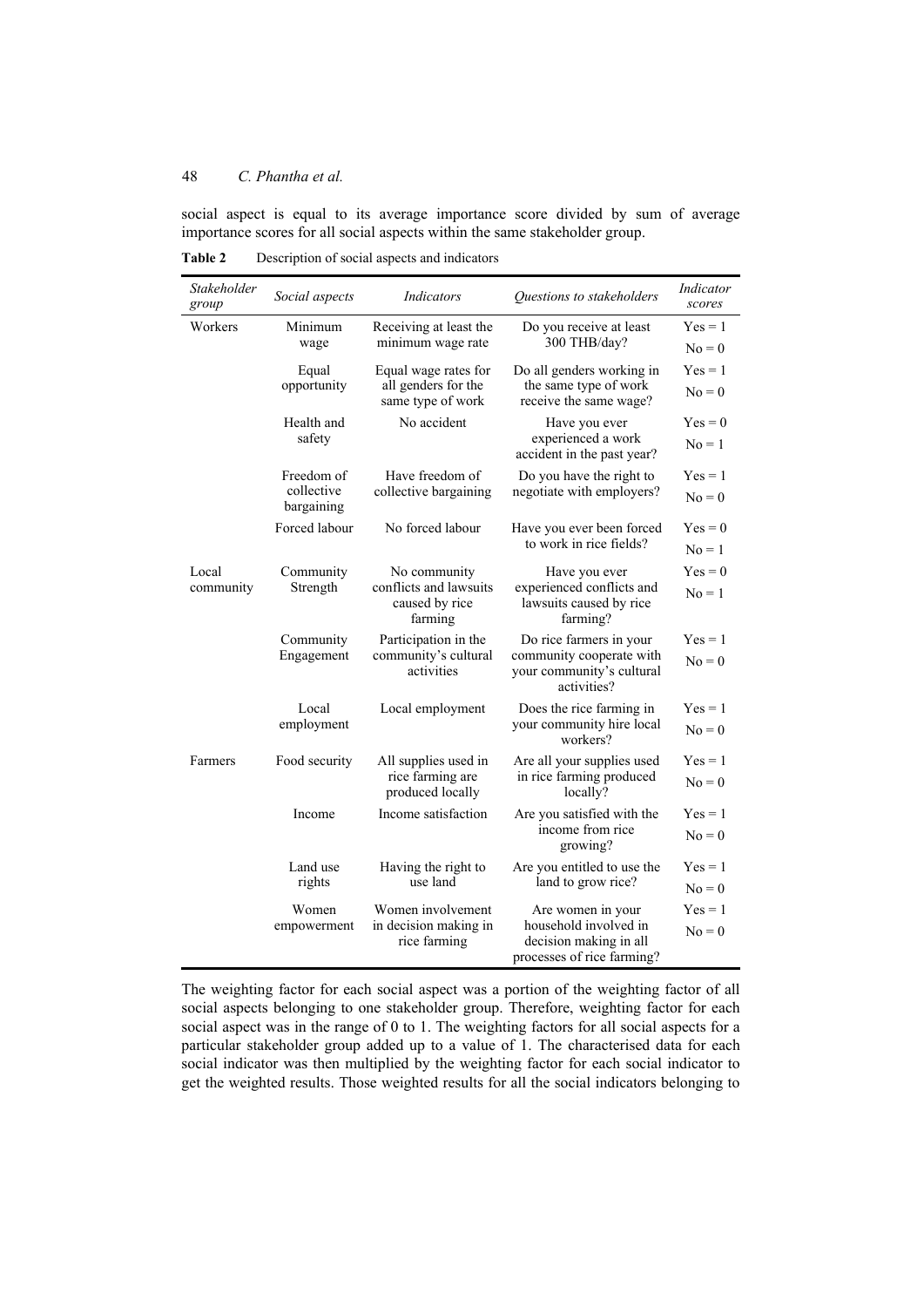social aspect is equal to its average importance score divided by sum of average importance scores for all social aspects within the same stakeholder group.

**Table 2** Description of social aspects and indicators

| *Stakeholder group* | *Social aspects* | *Indicators* | *Questions to stakeholders* | *Indicator scores* |
|---|---|---|---|---|
| Workers | Minimum wage | Receiving at least the minimum wage rate | Do you receive at least 300 THB/day? | Yes = 1<br>No = 0 |
| | Equal opportunity | Equal wage rates for all genders for the same type of work | Do all genders working in the same type of work receive the same wage? | Yes = 1<br>No = 0 |
| | Health and safety | No accident | Have you ever experienced a work accident in the past year? | Yes = 0<br>No = 1 |
| | Freedom of collective bargaining | Have freedom of collective bargaining | Do you have the right to negotiate with employers? | Yes = 1<br>No = 0 |
| | Forced labour | No forced labour | Have you ever been forced to work in rice fields? | Yes = 0<br>No = 1 |
| Local community | Community Strength | No community conflicts and lawsuits caused by rice farming | Have you ever experienced conflicts and lawsuits caused by rice farming? | Yes = 0<br>No = 1 |
| | Community Engagement | Participation in the community's cultural activities | Do rice farmers in your community cooperate with your community's cultural activities? | Yes = 1<br>No = 0 |
| | Local employment | Local employment | Does the rice farming in your community hire local workers? | Yes = 1<br>No = 0 |
| Farmers | Food security | All supplies used in rice farming are produced locally | Are all your supplies used in rice farming produced locally? | Yes = 1<br>No = 0 |
| | Income | Income satisfaction | Are you satisfied with the income from rice growing? | Yes = 1<br>No = 0 |
| | Land use rights | Having the right to use land | Are you entitled to use the land to grow rice? | Yes = 1<br>No = 0 |
| | Women empowerment | Women involvement in decision making in rice farming | Are women in your household involved in decision making in all processes of rice farming? | Yes = 1<br>No = 0 |

The weighting factor for each social aspect was a portion of the weighting factor of all social aspects belonging to one stakeholder group. Therefore, weighting factor for each social aspect was in the range of 0 to 1. The weighting factors for all social aspects for a particular stakeholder group added up to a value of 1. The characterised data for each social indicator was then multiplied by the weighting factor for each social indicator to get the weighted results. Those weighted results for all the social indicators belonging to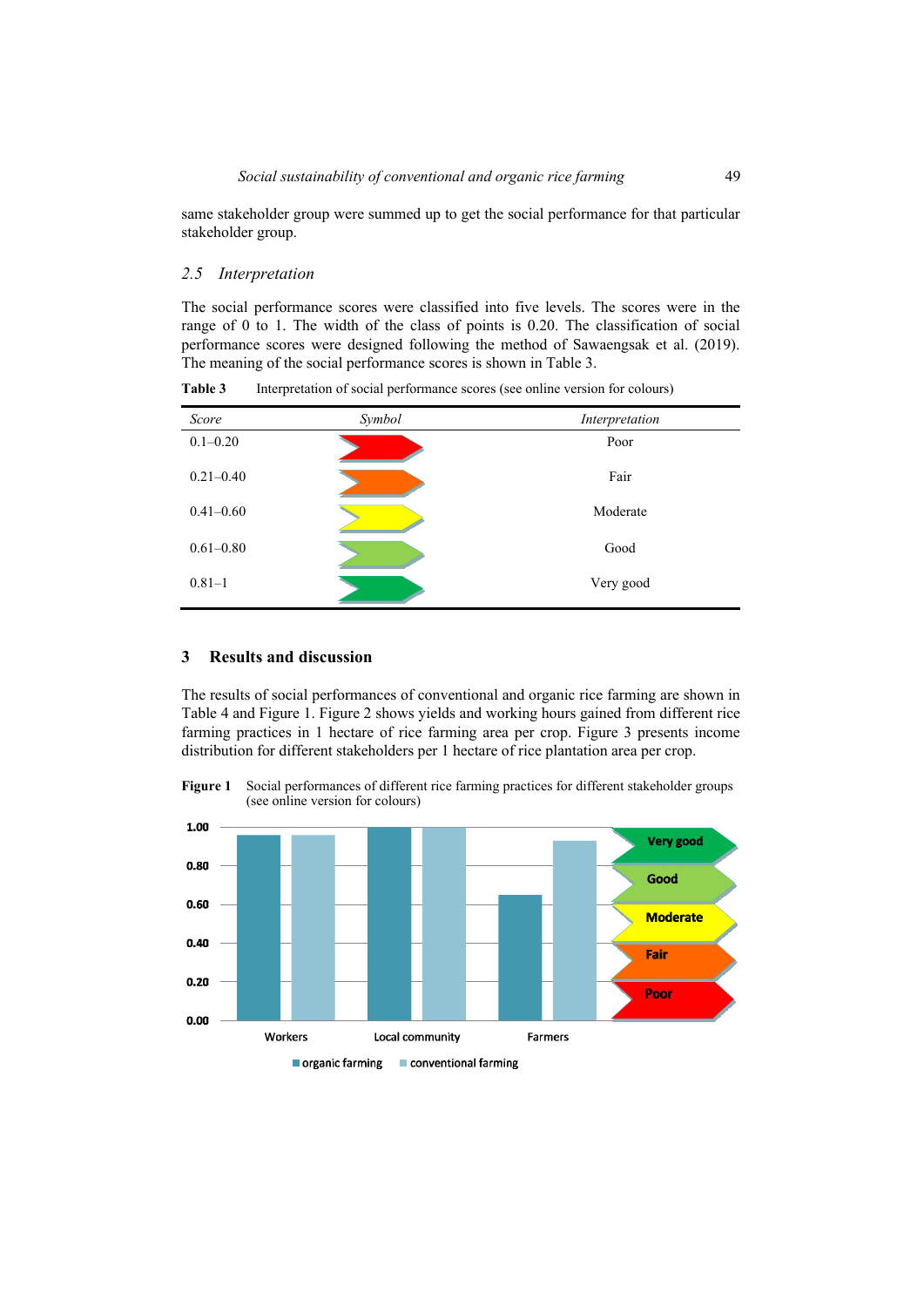same stakeholder group were summed up to get the social performance for that particular stakeholder group.

### 2.5 Interpretation

The social performance scores were classified into five levels. The scores were in the range of 0 to 1. The width of the class of points is 0.20. The classification of social performance scores were designed following the method of Sawaengsak et al. (2019). The meaning of the social performance scores is shown in Table 3.

**Table 3** Interpretation of social performance scores (see online version for colours)

| *Score* | *Symbol* | *Interpretation* |
|---|---|---|
| 0.1–0.20 | | Poor |
| 0.21–0.40 | | Fair |
| 0.41–0.60 | | Moderate |
| 0.61–0.80 | | Good |
| 0.81–1 | | Very good |

## 3 Results and discussion

The results of social performances of conventional and organic rice farming are shown in Table 4 and Figure 1. Figure 2 shows yields and working hours gained from different rice farming practices in 1 hectare of rice farming area per crop. Figure 3 presents income distribution for different stakeholders per 1 hectare of rice plantation area per crop.

**Figure 1** Social performances of different rice farming practices for different stakeholder groups (see online version for colours)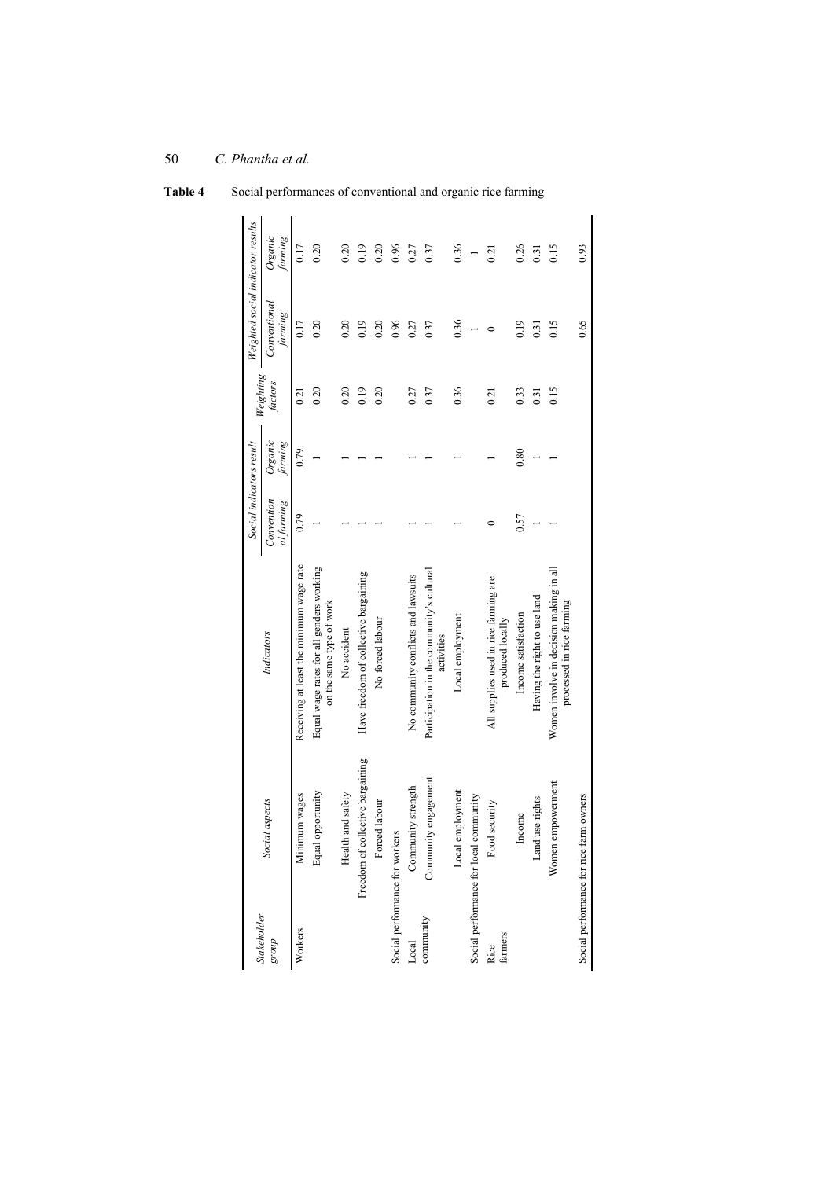**Table 4** Social performances of conventional and organic rice farming

| Stakeholder group | Social aspects | Indicators | Social indicators result | | Weighting factors | Weighted social indicator results | |
|---|---|---|---|---|---|---|---|
| | | | *Conventional farming* | *Organic farming* | | *Conventional farming* | *Organic farming* |
| Workers | Minimum wages | Receiving at least the minimum wage rate | 0.79 | 0.79 | 0.21 | 0.17 | 0.17 |
| | Equal opportunity | Equal wage rates for all genders working on the same type of work | 1 | 1 | 0.20 | 0.20 | 0.20 |
| | Health and safety | No accident | 1 | 1 | 0.20 | 0.20 | 0.20 |
| | Freedom of collective bargaining | Have freedom of collective bargaining | 1 | 1 | 0.19 | 0.19 | 0.19 |
| | Forced labour | No forced labour | 1 | 1 | 0.20 | 0.20 | 0.20 |
| Social performance for workers | | | | | | 0.96 | 0.96 |
| Local community | Community strength | No community conflicts and lawsuits | 1 | 1 | 0.27 | 0.27 | 0.27 |
| | Community engagement | Participation in the community's cultural activities | 1 | 1 | 0.37 | 0.37 | 0.37 |
| | Local employment | Local employment | 1 | 1 | 0.36 | 0.36 | 0.36 |
| Social performance for local community | | | | | | 1 | 1 |
| Rice farmers | Food security | All supplies used in rice farming are produced locally | 0 | 1 | 0.21 | 0 | 0.21 |
| | Income | Income satisfaction | 0.57 | 0.80 | 0.33 | 0.19 | 0.26 |
| | Land use rights | Having the right to use land | 1 | 1 | 0.31 | 0.31 | 0.31 |
| | Women empowerment | Women involve in decision making in all processed in rice farming | 1 | 1 | 0.15 | 0.15 | 0.15 |
| Social performance for rice farm owners | | | | | | 0.65 | 0.93 |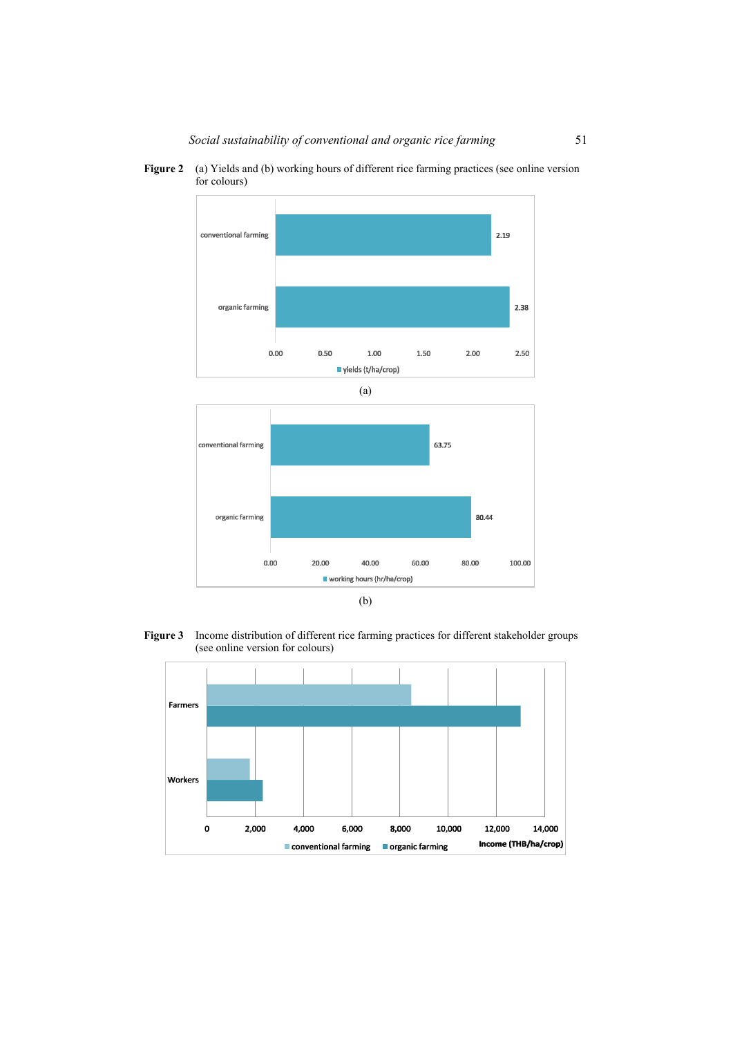**Figure 2** (a) Yields and (b) working hours of different rice farming practices (see online version for colours)

(a)

(b)

**Figure 3** Income distribution of different rice farming practices for different stakeholder groups (see online version for colours)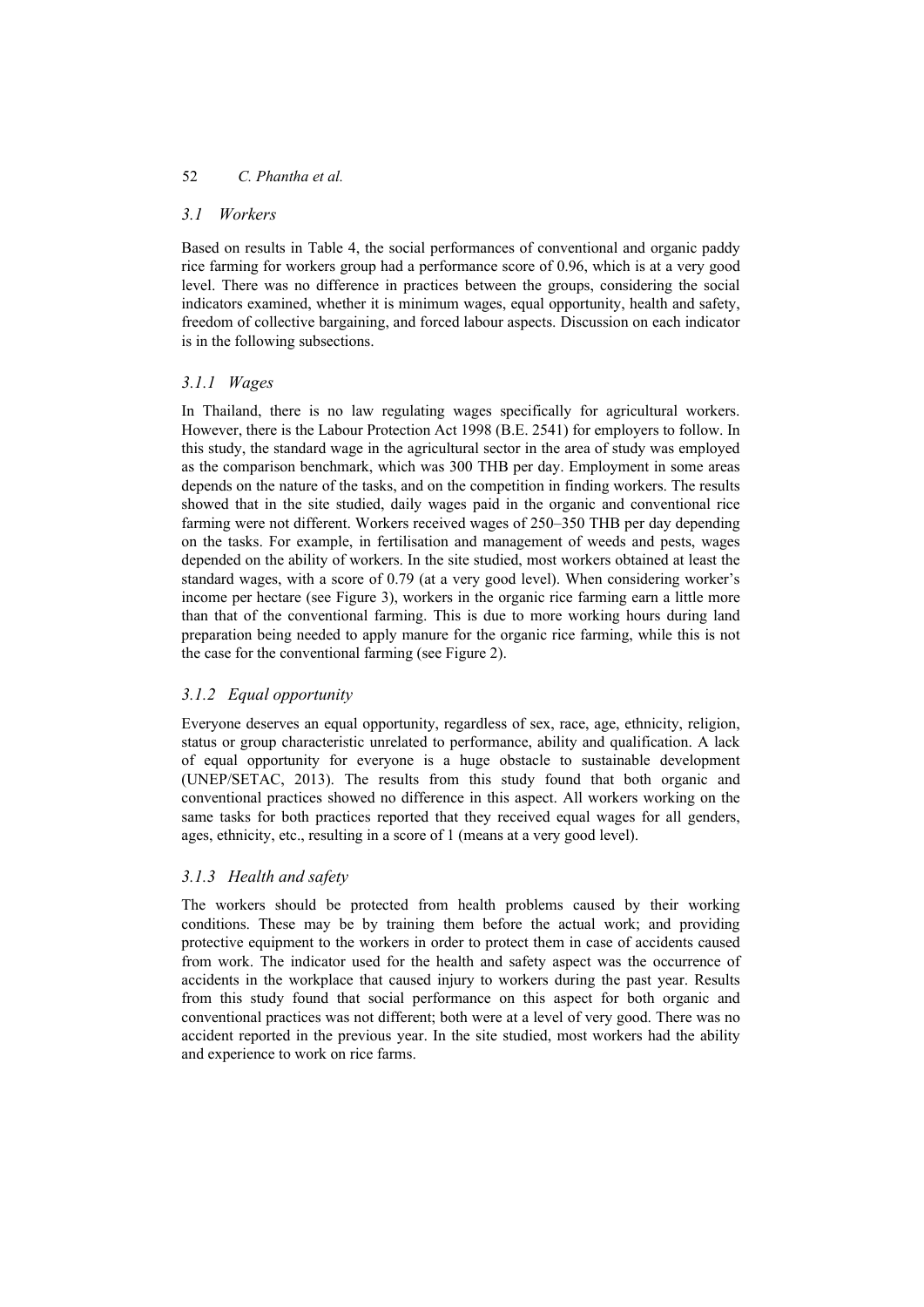### 3.1 Workers

Based on results in Table 4, the social performances of conventional and organic paddy rice farming for workers group had a performance score of 0.96, which is at a very good level. There was no difference in practices between the groups, considering the social indicators examined, whether it is minimum wages, equal opportunity, health and safety, freedom of collective bargaining, and forced labour aspects. Discussion on each indicator is in the following subsections.

#### 3.1.1 Wages

In Thailand, there is no law regulating wages specifically for agricultural workers. However, there is the Labour Protection Act 1998 (B.E. 2541) for employers to follow. In this study, the standard wage in the agricultural sector in the area of study was employed as the comparison benchmark, which was 300 THB per day. Employment in some areas depends on the nature of the tasks, and on the competition in finding workers. The results showed that in the site studied, daily wages paid in the organic and conventional rice farming were not different. Workers received wages of 250–350 THB per day depending on the tasks. For example, in fertilisation and management of weeds and pests, wages depended on the ability of workers. In the site studied, most workers obtained at least the standard wages, with a score of 0.79 (at a very good level). When considering worker's income per hectare (see Figure 3), workers in the organic rice farming earn a little more than that of the conventional farming. This is due to more working hours during land preparation being needed to apply manure for the organic rice farming, while this is not the case for the conventional farming (see Figure 2).

#### 3.1.2 Equal opportunity

Everyone deserves an equal opportunity, regardless of sex, race, age, ethnicity, religion, status or group characteristic unrelated to performance, ability and qualification. A lack of equal opportunity for everyone is a huge obstacle to sustainable development (UNEP/SETAC, 2013). The results from this study found that both organic and conventional practices showed no difference in this aspect. All workers working on the same tasks for both practices reported that they received equal wages for all genders, ages, ethnicity, etc., resulting in a score of 1 (means at a very good level).

#### 3.1.3 Health and safety

The workers should be protected from health problems caused by their working conditions. These may be by training them before the actual work; and providing protective equipment to the workers in order to protect them in case of accidents caused from work. The indicator used for the health and safety aspect was the occurrence of accidents in the workplace that caused injury to workers during the past year. Results from this study found that social performance on this aspect for both organic and conventional practices was not different; both were at a level of very good. There was no accident reported in the previous year. In the site studied, most workers had the ability and experience to work on rice farms.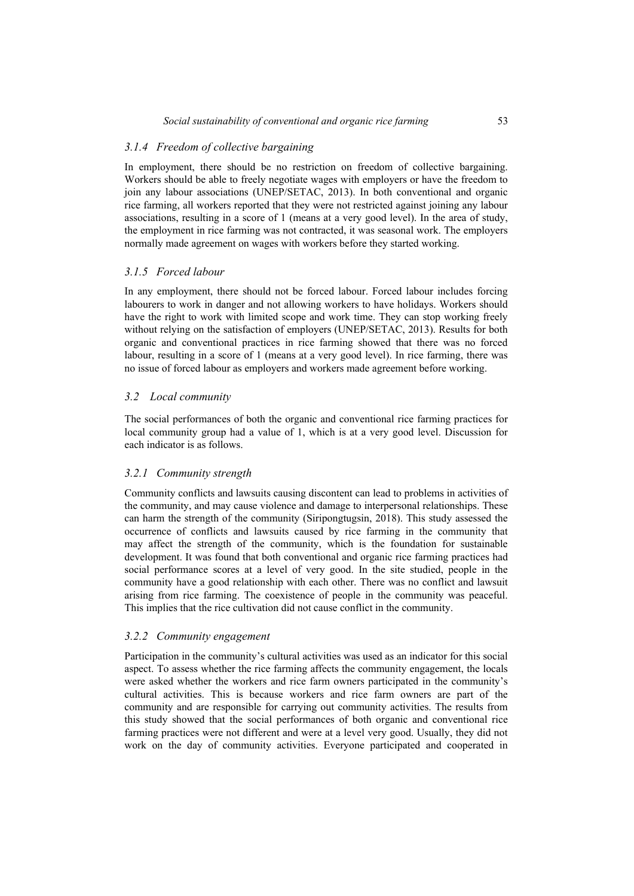### *3.1.4 Freedom of collective bargaining*

In employment, there should be no restriction on freedom of collective bargaining. Workers should be able to freely negotiate wages with employers or have the freedom to join any labour associations (UNEP/SETAC, 2013). In both conventional and organic rice farming, all workers reported that they were not restricted against joining any labour associations, resulting in a score of 1 (means at a very good level). In the area of study, the employment in rice farming was not contracted, it was seasonal work. The employers normally made agreement on wages with workers before they started working.

### *3.1.5 Forced labour*

In any employment, there should not be forced labour. Forced labour includes forcing labourers to work in danger and not allowing workers to have holidays. Workers should have the right to work with limited scope and work time. They can stop working freely without relying on the satisfaction of employers (UNEP/SETAC, 2013). Results for both organic and conventional practices in rice farming showed that there was no forced labour, resulting in a score of 1 (means at a very good level). In rice farming, there was no issue of forced labour as employers and workers made agreement before working.

## *3.2 Local community*

The social performances of both the organic and conventional rice farming practices for local community group had a value of 1, which is at a very good level. Discussion for each indicator is as follows.

### *3.2.1 Community strength*

Community conflicts and lawsuits causing discontent can lead to problems in activities of the community, and may cause violence and damage to interpersonal relationships. These can harm the strength of the community (Siripongtugsin, 2018). This study assessed the occurrence of conflicts and lawsuits caused by rice farming in the community that may affect the strength of the community, which is the foundation for sustainable development. It was found that both conventional and organic rice farming practices had social performance scores at a level of very good. In the site studied, people in the community have a good relationship with each other. There was no conflict and lawsuit arising from rice farming. The coexistence of people in the community was peaceful. This implies that the rice cultivation did not cause conflict in the community.

### *3.2.2 Community engagement*

Participation in the community's cultural activities was used as an indicator for this social aspect. To assess whether the rice farming affects the community engagement, the locals were asked whether the workers and rice farm owners participated in the community's cultural activities. This is because workers and rice farm owners are part of the community and are responsible for carrying out community activities. The results from this study showed that the social performances of both organic and conventional rice farming practices were not different and were at a level very good. Usually, they did not work on the day of community activities. Everyone participated and cooperated in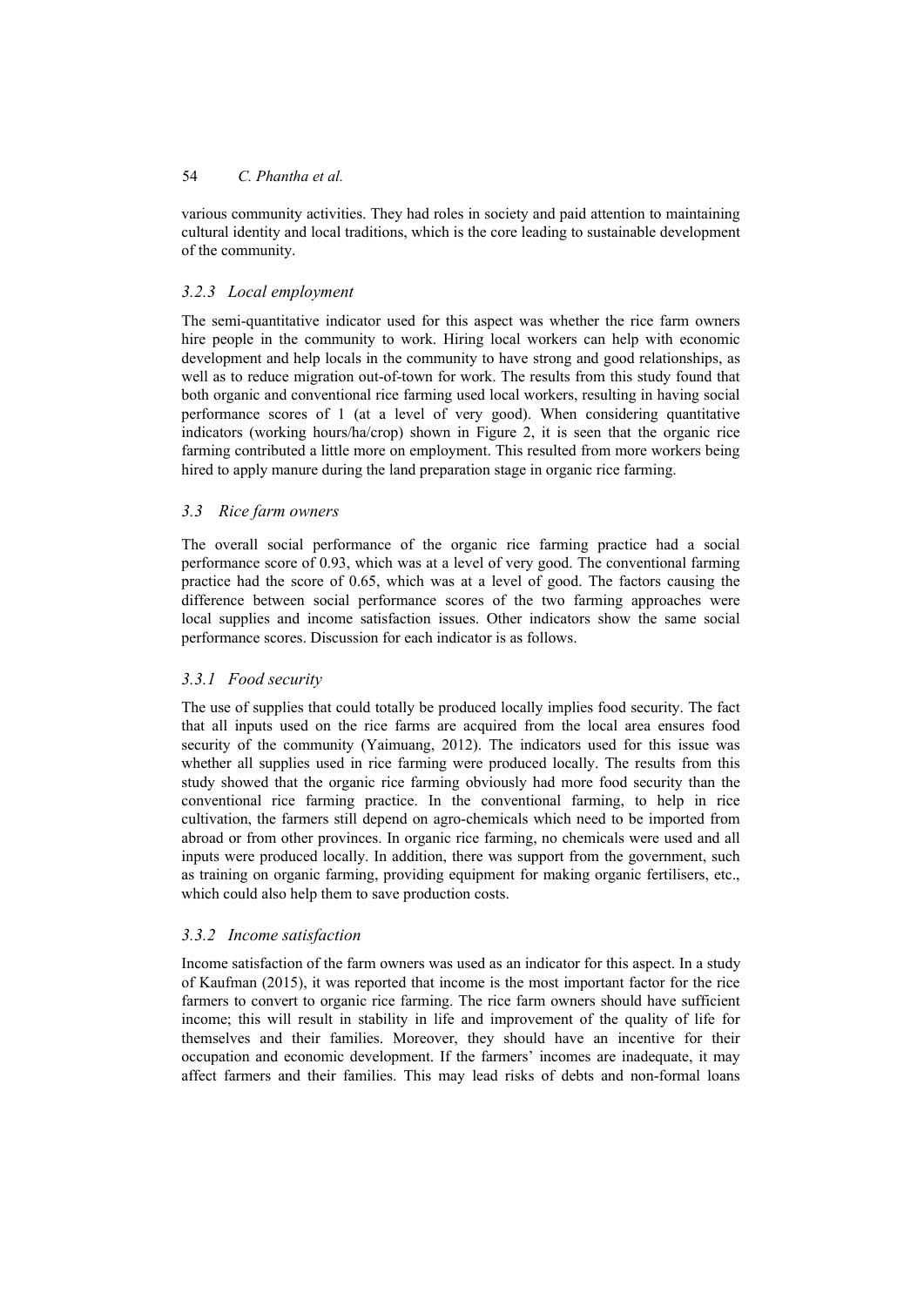various community activities. They had roles in society and paid attention to maintaining cultural identity and local traditions, which is the core leading to sustainable development of the community.

#### *3.2.3 Local employment*

The semi-quantitative indicator used for this aspect was whether the rice farm owners hire people in the community to work. Hiring local workers can help with economic development and help locals in the community to have strong and good relationships, as well as to reduce migration out-of-town for work. The results from this study found that both organic and conventional rice farming used local workers, resulting in having social performance scores of 1 (at a level of very good). When considering quantitative indicators (working hours/ha/crop) shown in Figure 2, it is seen that the organic rice farming contributed a little more on employment. This resulted from more workers being hired to apply manure during the land preparation stage in organic rice farming.

### *3.3 Rice farm owners*

The overall social performance of the organic rice farming practice had a social performance score of 0.93, which was at a level of very good. The conventional farming practice had the score of 0.65, which was at a level of good. The factors causing the difference between social performance scores of the two farming approaches were local supplies and income satisfaction issues. Other indicators show the same social performance scores. Discussion for each indicator is as follows.

#### *3.3.1 Food security*

The use of supplies that could totally be produced locally implies food security. The fact that all inputs used on the rice farms are acquired from the local area ensures food security of the community (Yaimuang, 2012). The indicators used for this issue was whether all supplies used in rice farming were produced locally. The results from this study showed that the organic rice farming obviously had more food security than the conventional rice farming practice. In the conventional farming, to help in rice cultivation, the farmers still depend on agro-chemicals which need to be imported from abroad or from other provinces. In organic rice farming, no chemicals were used and all inputs were produced locally. In addition, there was support from the government, such as training on organic farming, providing equipment for making organic fertilisers, etc., which could also help them to save production costs.

#### *3.3.2 Income satisfaction*

Income satisfaction of the farm owners was used as an indicator for this aspect. In a study of Kaufman (2015), it was reported that income is the most important factor for the rice farmers to convert to organic rice farming. The rice farm owners should have sufficient income; this will result in stability in life and improvement of the quality of life for themselves and their families. Moreover, they should have an incentive for their occupation and economic development. If the farmers' incomes are inadequate, it may affect farmers and their families. This may lead risks of debts and non-formal loans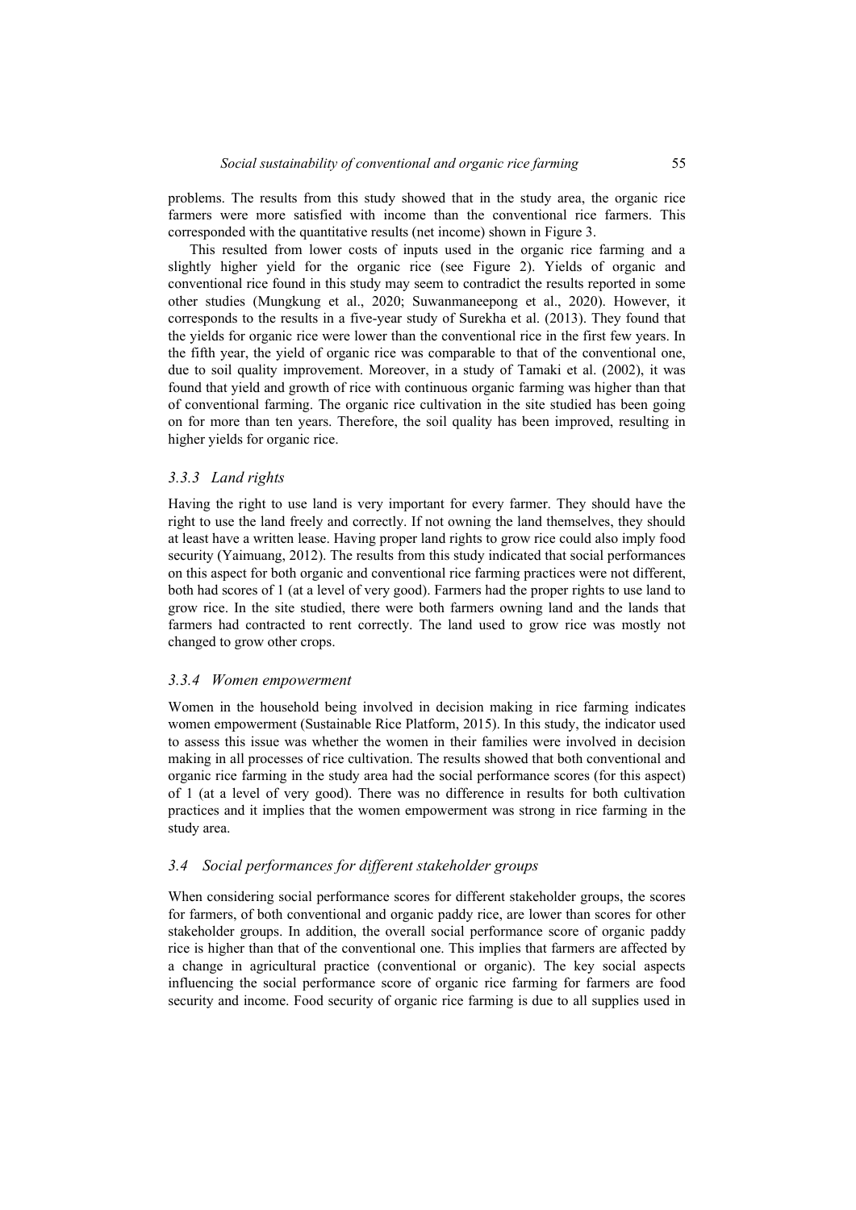problems. The results from this study showed that in the study area, the organic rice farmers were more satisfied with income than the conventional rice farmers. This corresponded with the quantitative results (net income) shown in Figure 3.

This resulted from lower costs of inputs used in the organic rice farming and a slightly higher yield for the organic rice (see Figure 2). Yields of organic and conventional rice found in this study may seem to contradict the results reported in some other studies (Mungkung et al., 2020; Suwanmaneepong et al., 2020). However, it corresponds to the results in a five-year study of Surekha et al. (2013). They found that the yields for organic rice were lower than the conventional rice in the first few years. In the fifth year, the yield of organic rice was comparable to that of the conventional one, due to soil quality improvement. Moreover, in a study of Tamaki et al. (2002), it was found that yield and growth of rice with continuous organic farming was higher than that of conventional farming. The organic rice cultivation in the site studied has been going on for more than ten years. Therefore, the soil quality has been improved, resulting in higher yields for organic rice.

### *3.3.3 Land rights*

Having the right to use land is very important for every farmer. They should have the right to use the land freely and correctly. If not owning the land themselves, they should at least have a written lease. Having proper land rights to grow rice could also imply food security (Yaimuang, 2012). The results from this study indicated that social performances on this aspect for both organic and conventional rice farming practices were not different, both had scores of 1 (at a level of very good). Farmers had the proper rights to use land to grow rice. In the site studied, there were both farmers owning land and the lands that farmers had contracted to rent correctly. The land used to grow rice was mostly not changed to grow other crops.

### *3.3.4 Women empowerment*

Women in the household being involved in decision making in rice farming indicates women empowerment (Sustainable Rice Platform, 2015). In this study, the indicator used to assess this issue was whether the women in their families were involved in decision making in all processes of rice cultivation. The results showed that both conventional and organic rice farming in the study area had the social performance scores (for this aspect) of 1 (at a level of very good). There was no difference in results for both cultivation practices and it implies that the women empowerment was strong in rice farming in the study area.

## *3.4 Social performances for different stakeholder groups*

When considering social performance scores for different stakeholder groups, the scores for farmers, of both conventional and organic paddy rice, are lower than scores for other stakeholder groups. In addition, the overall social performance score of organic paddy rice is higher than that of the conventional one. This implies that farmers are affected by a change in agricultural practice (conventional or organic). The key social aspects influencing the social performance score of organic rice farming for farmers are food security and income. Food security of organic rice farming is due to all supplies used in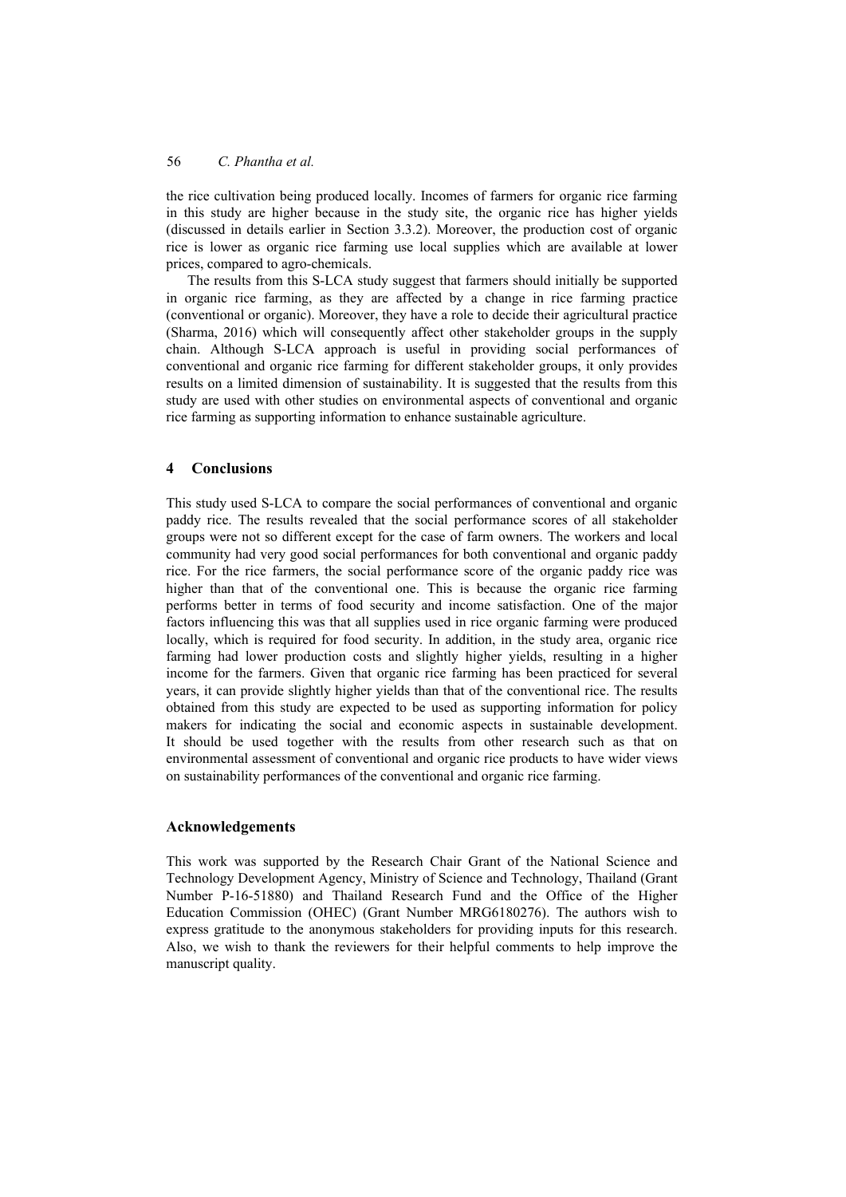the rice cultivation being produced locally. Incomes of farmers for organic rice farming in this study are higher because in the study site, the organic rice has higher yields (discussed in details earlier in Section 3.3.2). Moreover, the production cost of organic rice is lower as organic rice farming use local supplies which are available at lower prices, compared to agro-chemicals.

The results from this S-LCA study suggest that farmers should initially be supported in organic rice farming, as they are affected by a change in rice farming practice (conventional or organic). Moreover, they have a role to decide their agricultural practice (Sharma, 2016) which will consequently affect other stakeholder groups in the supply chain. Although S-LCA approach is useful in providing social performances of conventional and organic rice farming for different stakeholder groups, it only provides results on a limited dimension of sustainability. It is suggested that the results from this study are used with other studies on environmental aspects of conventional and organic rice farming as supporting information to enhance sustainable agriculture.

## 4 Conclusions

This study used S-LCA to compare the social performances of conventional and organic paddy rice. The results revealed that the social performance scores of all stakeholder groups were not so different except for the case of farm owners. The workers and local community had very good social performances for both conventional and organic paddy rice. For the rice farmers, the social performance score of the organic paddy rice was higher than that of the conventional one. This is because the organic rice farming performs better in terms of food security and income satisfaction. One of the major factors influencing this was that all supplies used in rice organic farming were produced locally, which is required for food security. In addition, in the study area, organic rice farming had lower production costs and slightly higher yields, resulting in a higher income for the farmers. Given that organic rice farming has been practiced for several years, it can provide slightly higher yields than that of the conventional rice. The results obtained from this study are expected to be used as supporting information for policy makers for indicating the social and economic aspects in sustainable development. It should be used together with the results from other research such as that on environmental assessment of conventional and organic rice products to have wider views on sustainability performances of the conventional and organic rice farming.

## Acknowledgements

This work was supported by the Research Chair Grant of the National Science and Technology Development Agency, Ministry of Science and Technology, Thailand (Grant Number P-16-51880) and Thailand Research Fund and the Office of the Higher Education Commission (OHEC) (Grant Number MRG6180276). The authors wish to express gratitude to the anonymous stakeholders for providing inputs for this research. Also, we wish to thank the reviewers for their helpful comments to help improve the manuscript quality.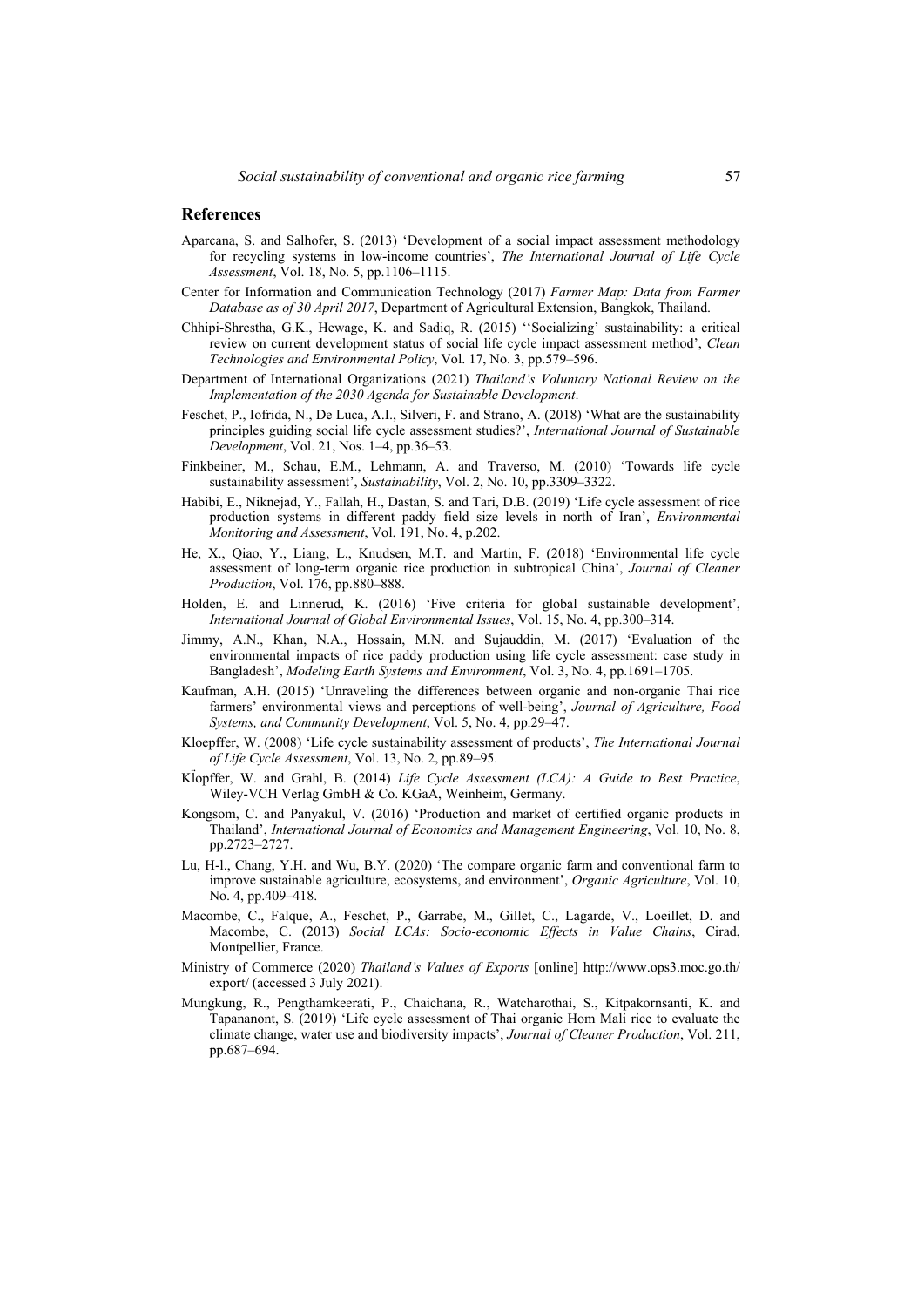## References

Aparcana, S. and Salhofer, S. (2013) 'Development of a social impact assessment methodology for recycling systems in low-income countries', *The International Journal of Life Cycle Assessment*, Vol. 18, No. 5, pp.1106–1115.

Center for Information and Communication Technology (2017) *Farmer Map: Data from Farmer Database as of 30 April 2017*, Department of Agricultural Extension, Bangkok, Thailand.

Chhipi-Shrestha, G.K., Hewage, K. and Sadiq, R. (2015) ''Socializing' sustainability: a critical review on current development status of social life cycle impact assessment method', *Clean Technologies and Environmental Policy*, Vol. 17, No. 3, pp.579–596.

Department of International Organizations (2021) *Thailand's Voluntary National Review on the Implementation of the 2030 Agenda for Sustainable Development*.

Feschet, P., Iofrida, N., De Luca, A.I., Silveri, F. and Strano, A. (2018) 'What are the sustainability principles guiding social life cycle assessment studies?', *International Journal of Sustainable Development*, Vol. 21, Nos. 1–4, pp.36–53.

Finkbeiner, M., Schau, E.M., Lehmann, A. and Traverso, M. (2010) 'Towards life cycle sustainability assessment', *Sustainability*, Vol. 2, No. 10, pp.3309–3322.

Habibi, E., Niknejad, Y., Fallah, H., Dastan, S. and Tari, D.B. (2019) 'Life cycle assessment of rice production systems in different paddy field size levels in north of Iran', *Environmental Monitoring and Assessment*, Vol. 191, No. 4, p.202.

He, X., Qiao, Y., Liang, L., Knudsen, M.T. and Martin, F. (2018) 'Environmental life cycle assessment of long-term organic rice production in subtropical China', *Journal of Cleaner Production*, Vol. 176, pp.880–888.

Holden, E. and Linnerud, K. (2016) 'Five criteria for global sustainable development', *International Journal of Global Environmental Issues*, Vol. 15, No. 4, pp.300–314.

Jimmy, A.N., Khan, N.A., Hossain, M.N. and Sujauddin, M. (2017) 'Evaluation of the environmental impacts of rice paddy production using life cycle assessment: case study in Bangladesh', *Modeling Earth Systems and Environment*, Vol. 3, No. 4, pp.1691–1705.

Kaufman, A.H. (2015) 'Unraveling the differences between organic and non-organic Thai rice farmers' environmental views and perceptions of well-being', *Journal of Agriculture, Food Systems, and Community Development*, Vol. 5, No. 4, pp.29–47.

Kloepffer, W. (2008) 'Life cycle sustainability assessment of products', *The International Journal of Life Cycle Assessment*, Vol. 13, No. 2, pp.89–95.

Klöpffer, W. and Grahl, B. (2014) *Life Cycle Assessment (LCA): A Guide to Best Practice*, Wiley-VCH Verlag GmbH & Co. KGaA, Weinheim, Germany.

Kongsom, C. and Panyakul, V. (2016) 'Production and market of certified organic products in Thailand', *International Journal of Economics and Management Engineering*, Vol. 10, No. 8, pp.2723–2727.

Lu, H-l., Chang, Y.H. and Wu, B.Y. (2020) 'The compare organic farm and conventional farm to improve sustainable agriculture, ecosystems, and environment', *Organic Agriculture*, Vol. 10, No. 4, pp.409–418.

Macombe, C., Falque, A., Feschet, P., Garrabe, M., Gillet, C., Lagarde, V., Loeillet, D. and Macombe, C. (2013) *Social LCAs: Socio-economic Effects in Value Chains*, Cirad, Montpellier, France.

Ministry of Commerce (2020) *Thailand's Values of Exports* [online] http://www.ops3.moc.go.th/export/ (accessed 3 July 2021).

Mungkung, R., Pengthamkeerati, P., Chaichana, R., Watcharothai, S., Kitpakornsanti, K. and Tapananont, S. (2019) 'Life cycle assessment of Thai organic Hom Mali rice to evaluate the climate change, water use and biodiversity impacts', *Journal of Cleaner Production*, Vol. 211, pp.687–694.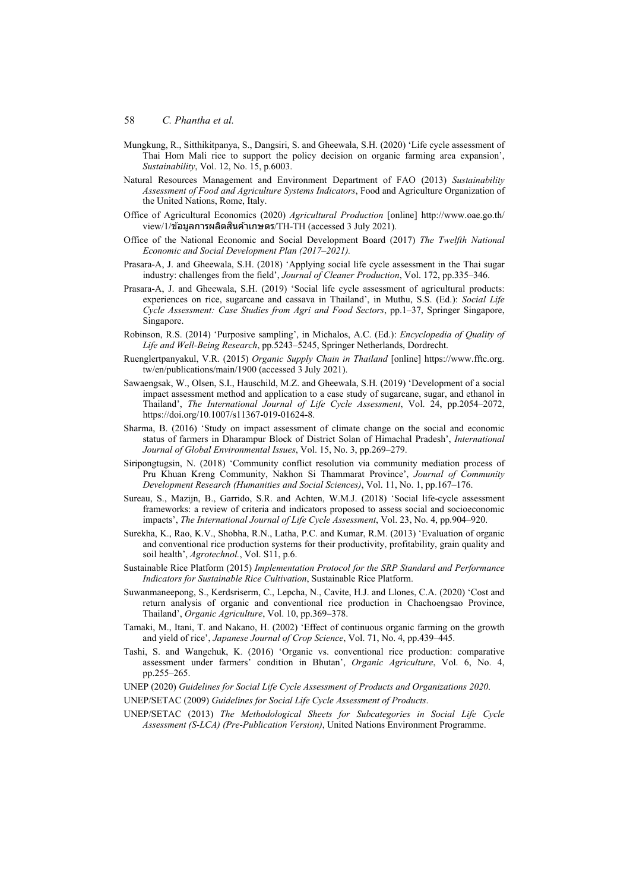Mungkung, R., Sitthikitpanya, S., Dangsiri, S. and Gheewala, S.H. (2020) 'Life cycle assessment of Thai Hom Mali rice to support the policy decision on organic farming area expansion', *Sustainability*, Vol. 12, No. 15, p.6003.

Natural Resources Management and Environment Department of FAO (2013) *Sustainability Assessment of Food and Agriculture Systems Indicators*, Food and Agriculture Organization of the United Nations, Rome, Italy.

Office of Agricultural Economics (2020) *Agricultural Production* [online] http://www.oae.go.th/view/1/ข้อมูลการผลิตสินค้าเกษตร/TH-TH (accessed 3 July 2021).

Office of the National Economic and Social Development Board (2017) *The Twelfth National Economic and Social Development Plan (2017–2021).*

Prasara-A, J. and Gheewala, S.H. (2018) 'Applying social life cycle assessment in the Thai sugar industry: challenges from the field', *Journal of Cleaner Production*, Vol. 172, pp.335–346.

Prasara-A, J. and Gheewala, S.H. (2019) 'Social life cycle assessment of agricultural products: experiences on rice, sugarcane and cassava in Thailand', in Muthu, S.S. (Ed.): *Social Life Cycle Assessment: Case Studies from Agri and Food Sectors*, pp.1–37, Springer Singapore, Singapore.

Robinson, R.S. (2014) 'Purposive sampling', in Michalos, A.C. (Ed.): *Encyclopedia of Quality of Life and Well-Being Research*, pp.5243–5245, Springer Netherlands, Dordrecht.

Ruenglertpanyakul, V.R. (2015) *Organic Supply Chain in Thailand* [online] https://www.fftc.org.tw/en/publications/main/1900 (accessed 3 July 2021).

Sawaengsak, W., Olsen, S.I., Hauschild, M.Z. and Gheewala, S.H. (2019) 'Development of a social impact assessment method and application to a case study of sugarcane, sugar, and ethanol in Thailand', *The International Journal of Life Cycle Assessment*, Vol. 24, pp.2054–2072, https://doi.org/10.1007/s11367-019-01624-8.

Sharma, B. (2016) 'Study on impact assessment of climate change on the social and economic status of farmers in Dharampur Block of District Solan of Himachal Pradesh', *International Journal of Global Environmental Issues*, Vol. 15, No. 3, pp.269–279.

Siripongtugsin, N. (2018) 'Community conflict resolution via community mediation process of Pru Khuan Kreng Community, Nakhon Si Thammarat Province', *Journal of Community Development Research (Humanities and Social Sciences)*, Vol. 11, No. 1, pp.167–176.

Sureau, S., Mazijn, B., Garrido, S.R. and Achten, W.M.J. (2018) 'Social life-cycle assessment frameworks: a review of criteria and indicators proposed to assess social and socioeconomic impacts', *The International Journal of Life Cycle Assessment*, Vol. 23, No. 4, pp.904–920.

Surekha, K., Rao, K.V., Shobha, R.N., Latha, P.C. and Kumar, R.M. (2013) 'Evaluation of organic and conventional rice production systems for their productivity, profitability, grain quality and soil health', *Agrotechnol.*, Vol. S11, p.6.

Sustainable Rice Platform (2015) *Implementation Protocol for the SRP Standard and Performance Indicators for Sustainable Rice Cultivation*, Sustainable Rice Platform.

Suwanmaneepong, S., Kerdsriserm, C., Lepcha, N., Cavite, H.J. and Llones, C.A. (2020) 'Cost and return analysis of organic and conventional rice production in Chachoengsao Province, Thailand', *Organic Agriculture*, Vol. 10, pp.369–378.

Tamaki, M., Itani, T. and Nakano, H. (2002) 'Effect of continuous organic farming on the growth and yield of rice', *Japanese Journal of Crop Science*, Vol. 71, No. 4, pp.439–445.

Tashi, S. and Wangchuk, K. (2016) 'Organic vs. conventional rice production: comparative assessment under farmers' condition in Bhutan', *Organic Agriculture*, Vol. 6, No. 4, pp.255–265.

UNEP (2020) *Guidelines for Social Life Cycle Assessment of Products and Organizations 2020*.

UNEP/SETAC (2009) *Guidelines for Social Life Cycle Assessment of Products*.

UNEP/SETAC (2013) *The Methodological Sheets for Subcategories in Social Life Cycle Assessment (S-LCA) (Pre-Publication Version)*, United Nations Environment Programme.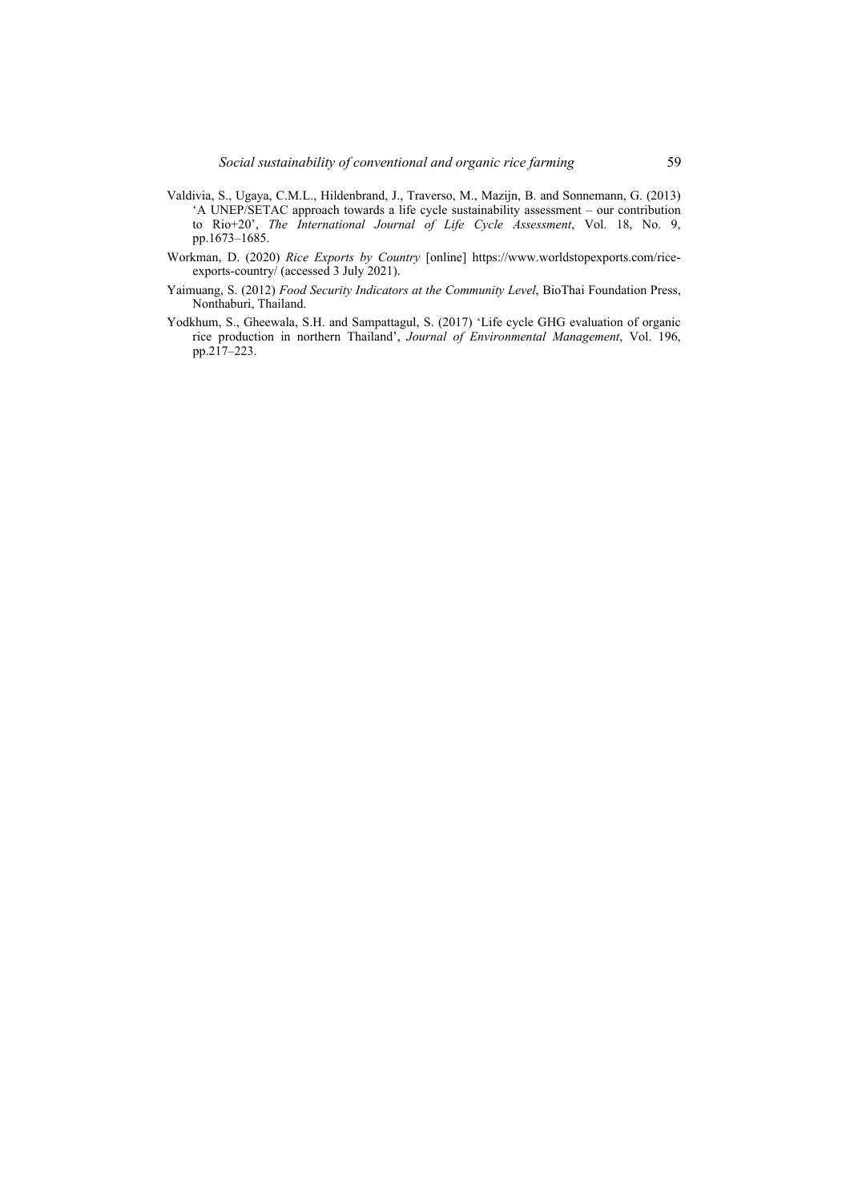Valdivia, S., Ugaya, C.M.L., Hildenbrand, J., Traverso, M., Mazijn, B. and Sonnemann, G. (2013) 'A UNEP/SETAC approach towards a life cycle sustainability assessment – our contribution to Rio+20', *The International Journal of Life Cycle Assessment*, Vol. 18, No. 9, pp.1673–1685.

Workman, D. (2020) *Rice Exports by Country* [online] https://www.worldstopexports.com/rice-exports-country/ (accessed 3 July 2021).

Yaimuang, S. (2012) *Food Security Indicators at the Community Level*, BioThai Foundation Press, Nonthaburi, Thailand.

Yodkhum, S., Gheewala, S.H. and Sampattagul, S. (2017) 'Life cycle GHG evaluation of organic rice production in northern Thailand', *Journal of Environmental Management*, Vol. 196, pp.217–223.